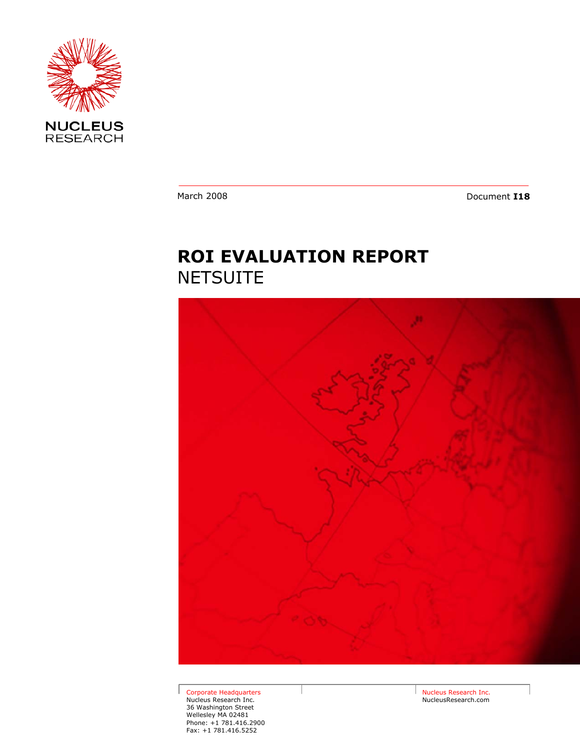NUCLEUS RESEARCH

March 2008

Document **I18**

# ROI EVALUATION REPORT

## NETSUITE

Corporate Headquarters
Nucleus Research Inc.
36 Washington Street
Wellesley MA 02481
Phone: +1 781.416.2900
Fax: +1 781.416.5252

Nucleus Research Inc.
NucleusResearch.com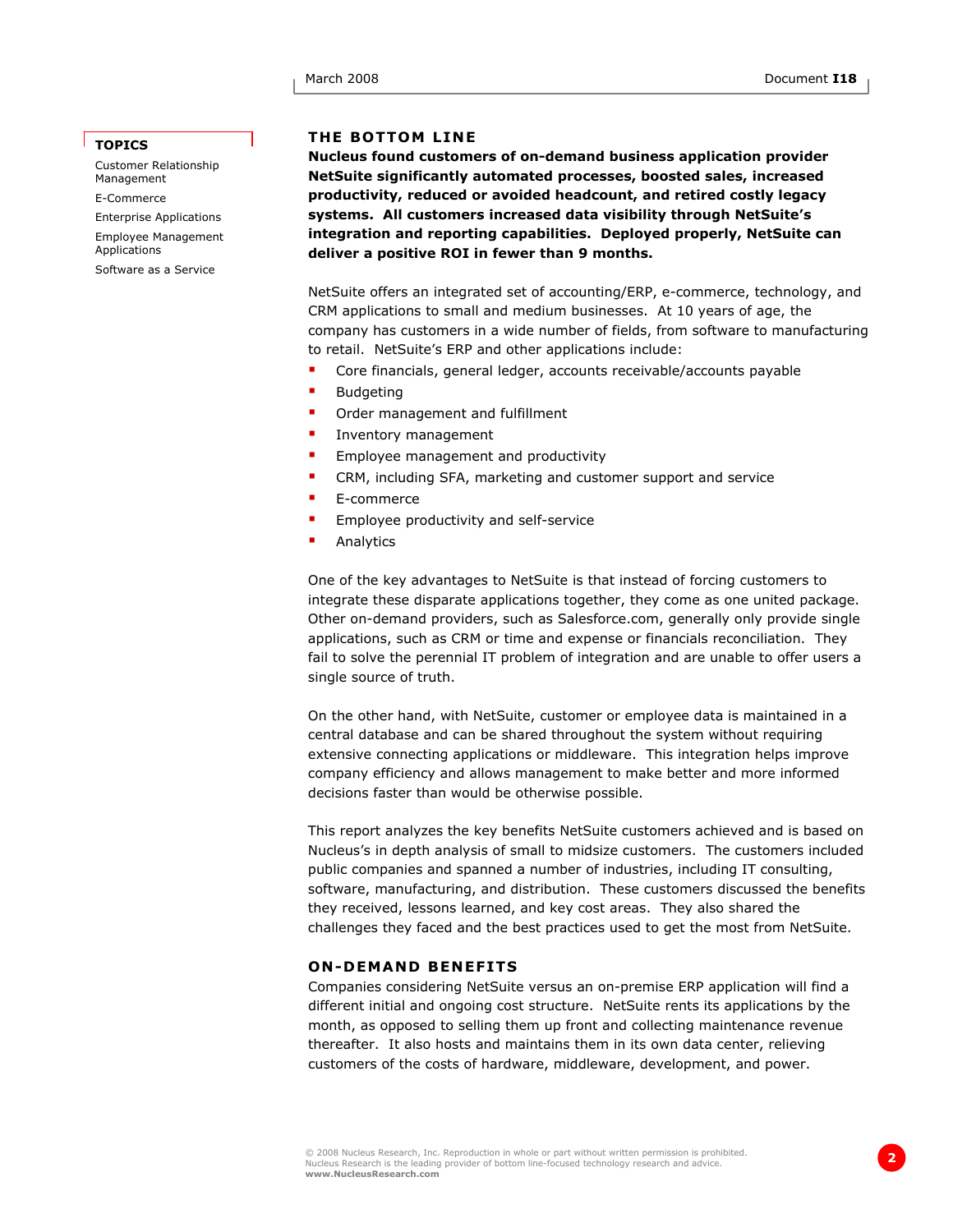**TOPICS**

Customer Relationship Management
E-Commerce
Enterprise Applications
Employee Management Applications
Software as a Service

## THE BOTTOM LINE

**Nucleus found customers of on-demand business application provider NetSuite significantly automated processes, boosted sales, increased productivity, reduced or avoided headcount, and retired costly legacy systems. All customers increased data visibility through NetSuite's integration and reporting capabilities. Deployed properly, NetSuite can deliver a positive ROI in fewer than 9 months.**

NetSuite offers an integrated set of accounting/ERP, e-commerce, technology, and CRM applications to small and medium businesses. At 10 years of age, the company has customers in a wide number of fields, from software to manufacturing to retail. NetSuite's ERP and other applications include:

- Core financials, general ledger, accounts receivable/accounts payable
- Budgeting
- Order management and fulfillment
- Inventory management
- Employee management and productivity
- CRM, including SFA, marketing and customer support and service
- E-commerce
- Employee productivity and self-service
- Analytics

One of the key advantages to NetSuite is that instead of forcing customers to integrate these disparate applications together, they come as one united package. Other on-demand providers, such as Salesforce.com, generally only provide single applications, such as CRM or time and expense or financials reconciliation. They fail to solve the perennial IT problem of integration and are unable to offer users a single source of truth.

On the other hand, with NetSuite, customer or employee data is maintained in a central database and can be shared throughout the system without requiring extensive connecting applications or middleware. This integration helps improve company efficiency and allows management to make better and more informed decisions faster than would be otherwise possible.

This report analyzes the key benefits NetSuite customers achieved and is based on Nucleus's in depth analysis of small to midsize customers. The customers included public companies and spanned a number of industries, including IT consulting, software, manufacturing, and distribution. These customers discussed the benefits they received, lessons learned, and key cost areas. They also shared the challenges they faced and the best practices used to get the most from NetSuite.

## ON-DEMAND BENEFITS

Companies considering NetSuite versus an on-premise ERP application will find a different initial and ongoing cost structure. NetSuite rents its applications by the month, as opposed to selling them up front and collecting maintenance revenue thereafter. It also hosts and maintains them in its own data center, relieving customers of the costs of hardware, middleware, development, and power.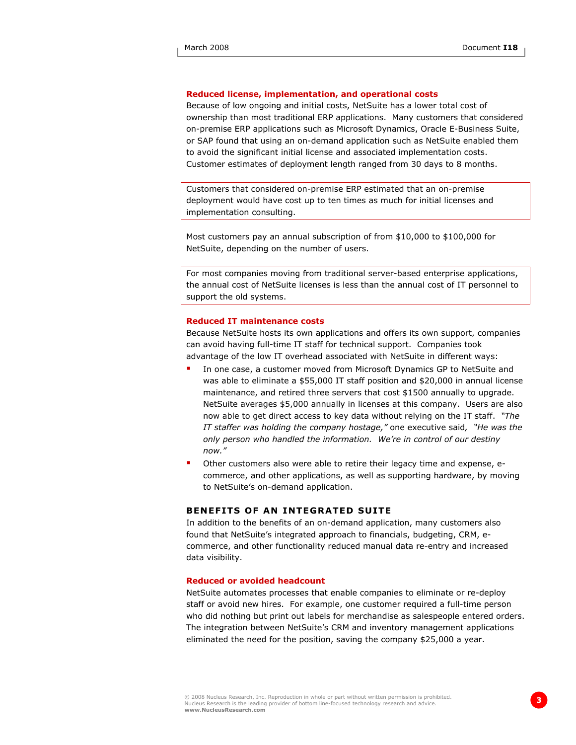### Reduced license, implementation, and operational costs

Because of low ongoing and initial costs, NetSuite has a lower total cost of ownership than most traditional ERP applications. Many customers that considered on-premise ERP applications such as Microsoft Dynamics, Oracle E-Business Suite, or SAP found that using an on-demand application such as NetSuite enabled them to avoid the significant initial license and associated implementation costs. Customer estimates of deployment length ranged from 30 days to 8 months.

> Customers that considered on-premise ERP estimated that an on-premise deployment would have cost up to ten times as much for initial licenses and implementation consulting.

Most customers pay an annual subscription of from $10,000 to $100,000 for NetSuite, depending on the number of users.

> For most companies moving from traditional server-based enterprise applications, the annual cost of NetSuite licenses is less than the annual cost of IT personnel to support the old systems.

### Reduced IT maintenance costs

Because NetSuite hosts its own applications and offers its own support, companies can avoid having full-time IT staff for technical support. Companies took advantage of the low IT overhead associated with NetSuite in different ways:

- In one case, a customer moved from Microsoft Dynamics GP to NetSuite and was able to eliminate a $55,000 IT staff position and $20,000 in annual license maintenance, and retired three servers that cost $1500 annually to upgrade. NetSuite averages $5,000 annually in licenses at this company. Users are also now able to get direct access to key data without relying on the IT staff. *"The IT staffer was holding the company hostage,"* one executive said, *"He was the only person who handled the information. We're in control of our destiny now."*
- Other customers also were able to retire their legacy time and expense, e-commerce, and other applications, as well as supporting hardware, by moving to NetSuite's on-demand application.

## BENEFITS OF AN INTEGRATED SUITE

In addition to the benefits of an on-demand application, many customers also found that NetSuite's integrated approach to financials, budgeting, CRM, e-commerce, and other functionality reduced manual data re-entry and increased data visibility.

### Reduced or avoided headcount

NetSuite automates processes that enable companies to eliminate or re-deploy staff or avoid new hires. For example, one customer required a full-time person who did nothing but print out labels for merchandise as salespeople entered orders. The integration between NetSuite's CRM and inventory management applications eliminated the need for the position, saving the company $25,000 a year.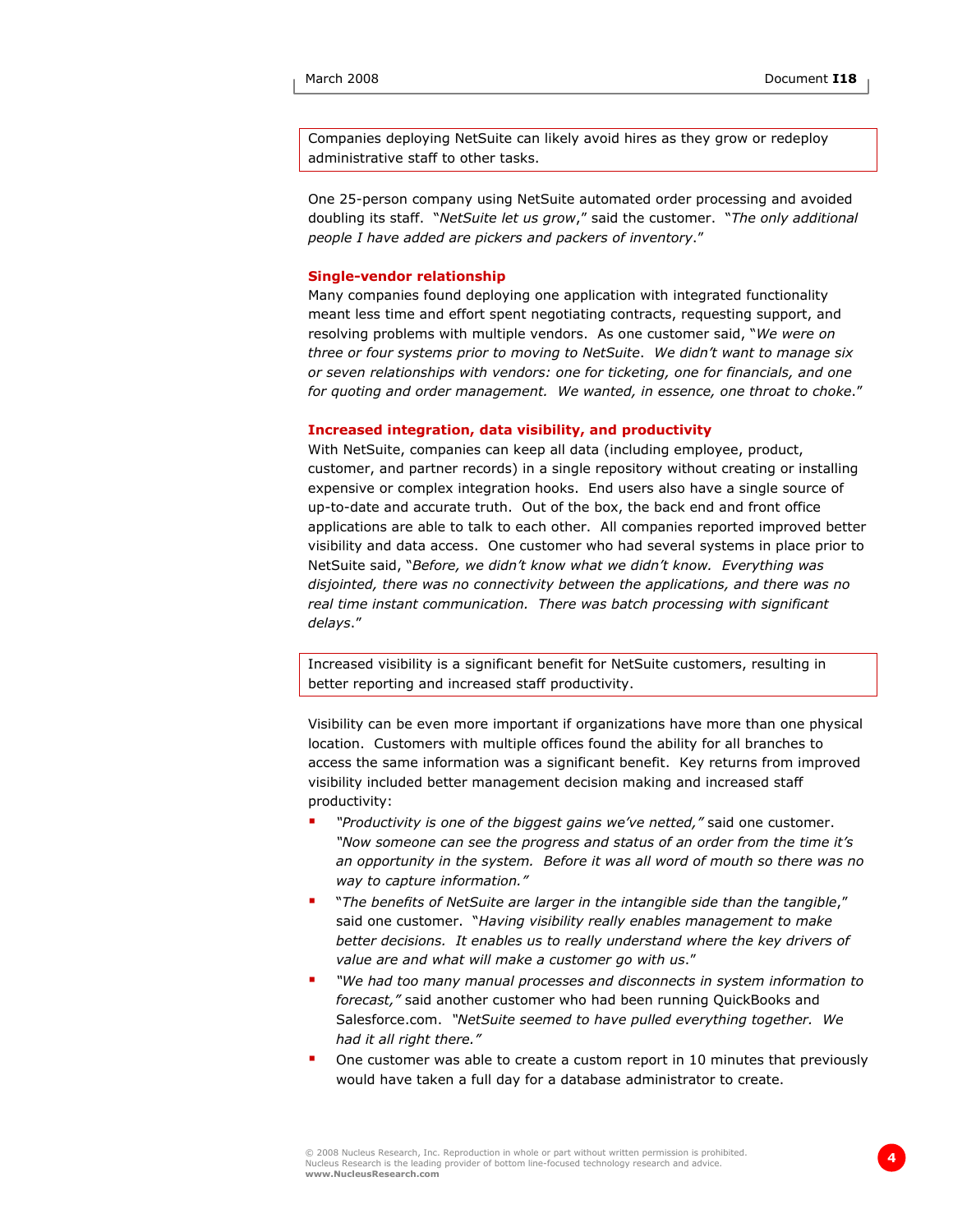Companies deploying NetSuite can likely avoid hires as they grow or redeploy administrative staff to other tasks.

One 25-person company using NetSuite automated order processing and avoided doubling its staff. "*NetSuite let us grow*," said the customer. "*The only additional people I have added are pickers and packers of inventory*."

### Single-vendor relationship

Many companies found deploying one application with integrated functionality meant less time and effort spent negotiating contracts, requesting support, and resolving problems with multiple vendors. As one customer said, "*We were on three or four systems prior to moving to NetSuite. We didn't want to manage six or seven relationships with vendors: one for ticketing, one for financials, and one for quoting and order management. We wanted, in essence, one throat to choke*."

### Increased integration, data visibility, and productivity

With NetSuite, companies can keep all data (including employee, product, customer, and partner records) in a single repository without creating or installing expensive or complex integration hooks. End users also have a single source of up-to-date and accurate truth. Out of the box, the back end and front office applications are able to talk to each other. All companies reported improved better visibility and data access. One customer who had several systems in place prior to NetSuite said, "*Before, we didn't know what we didn't know. Everything was disjointed, there was no connectivity between the applications, and there was no real time instant communication. There was batch processing with significant delays*."

Increased visibility is a significant benefit for NetSuite customers, resulting in better reporting and increased staff productivity.

Visibility can be even more important if organizations have more than one physical location. Customers with multiple offices found the ability for all branches to access the same information was a significant benefit. Key returns from improved visibility included better management decision making and increased staff productivity:

- *"Productivity is one of the biggest gains we've netted,"* said one customer. *"Now someone can see the progress and status of an order from the time it's an opportunity in the system. Before it was all word of mouth so there was no way to capture information."*
- "*The benefits of NetSuite are larger in the intangible side than the tangible*," said one customer. "*Having visibility really enables management to make better decisions. It enables us to really understand where the key drivers of value are and what will make a customer go with us*."
- *"We had too many manual processes and disconnects in system information to forecast,"* said another customer who had been running QuickBooks and Salesforce.com. *"NetSuite seemed to have pulled everything together. We had it all right there."*
- One customer was able to create a custom report in 10 minutes that previously would have taken a full day for a database administrator to create.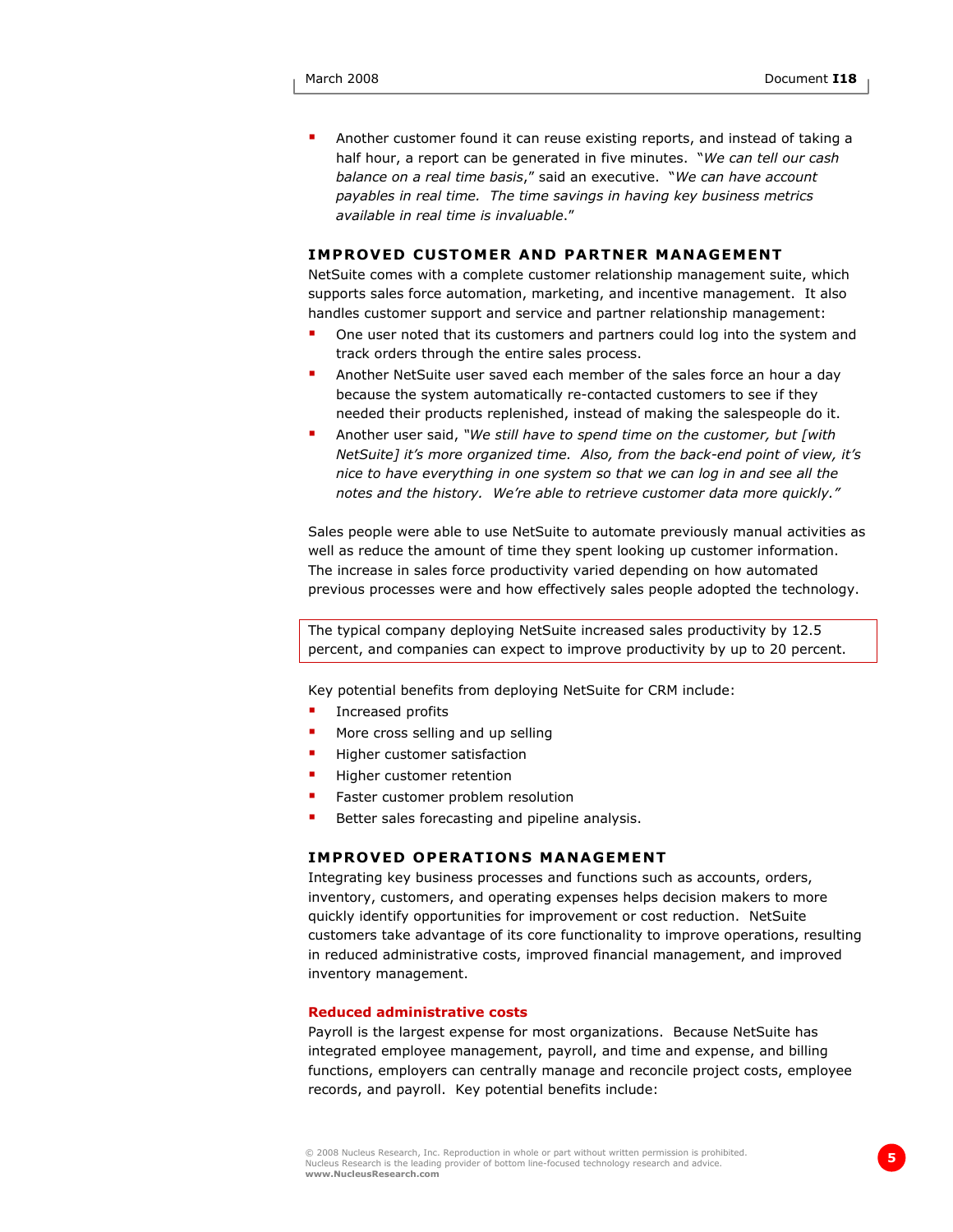- Another customer found it can reuse existing reports, and instead of taking a half hour, a report can be generated in five minutes. "*We can tell our cash balance on a real time basis*," said an executive. "*We can have account payables in real time. The time savings in having key business metrics available in real time is invaluable*."

### IMPROVED CUSTOMER AND PARTNER MANAGEMENT

NetSuite comes with a complete customer relationship management suite, which supports sales force automation, marketing, and incentive management. It also handles customer support and service and partner relationship management:

- One user noted that its customers and partners could log into the system and track orders through the entire sales process.
- Another NetSuite user saved each member of the sales force an hour a day because the system automatically re-contacted customers to see if they needed their products replenished, instead of making the salespeople do it.
- Another user said, "*We still have to spend time on the customer, but [with NetSuite] it's more organized time. Also, from the back-end point of view, it's nice to have everything in one system so that we can log in and see all the notes and the history. We're able to retrieve customer data more quickly.*"

Sales people were able to use NetSuite to automate previously manual activities as well as reduce the amount of time they spent looking up customer information. The increase in sales force productivity varied depending on how automated previous processes were and how effectively sales people adopted the technology.

> The typical company deploying NetSuite increased sales productivity by 12.5 percent, and companies can expect to improve productivity by up to 20 percent.

Key potential benefits from deploying NetSuite for CRM include:

- Increased profits
- More cross selling and up selling
- Higher customer satisfaction
- Higher customer retention
- Faster customer problem resolution
- Better sales forecasting and pipeline analysis.

### IMPROVED OPERATIONS MANAGEMENT

Integrating key business processes and functions such as accounts, orders, inventory, customers, and operating expenses helps decision makers to more quickly identify opportunities for improvement or cost reduction. NetSuite customers take advantage of its core functionality to improve operations, resulting in reduced administrative costs, improved financial management, and improved inventory management.

#### Reduced administrative costs

Payroll is the largest expense for most organizations. Because NetSuite has integrated employee management, payroll, and time and expense, and billing functions, employers can centrally manage and reconcile project costs, employee records, and payroll. Key potential benefits include: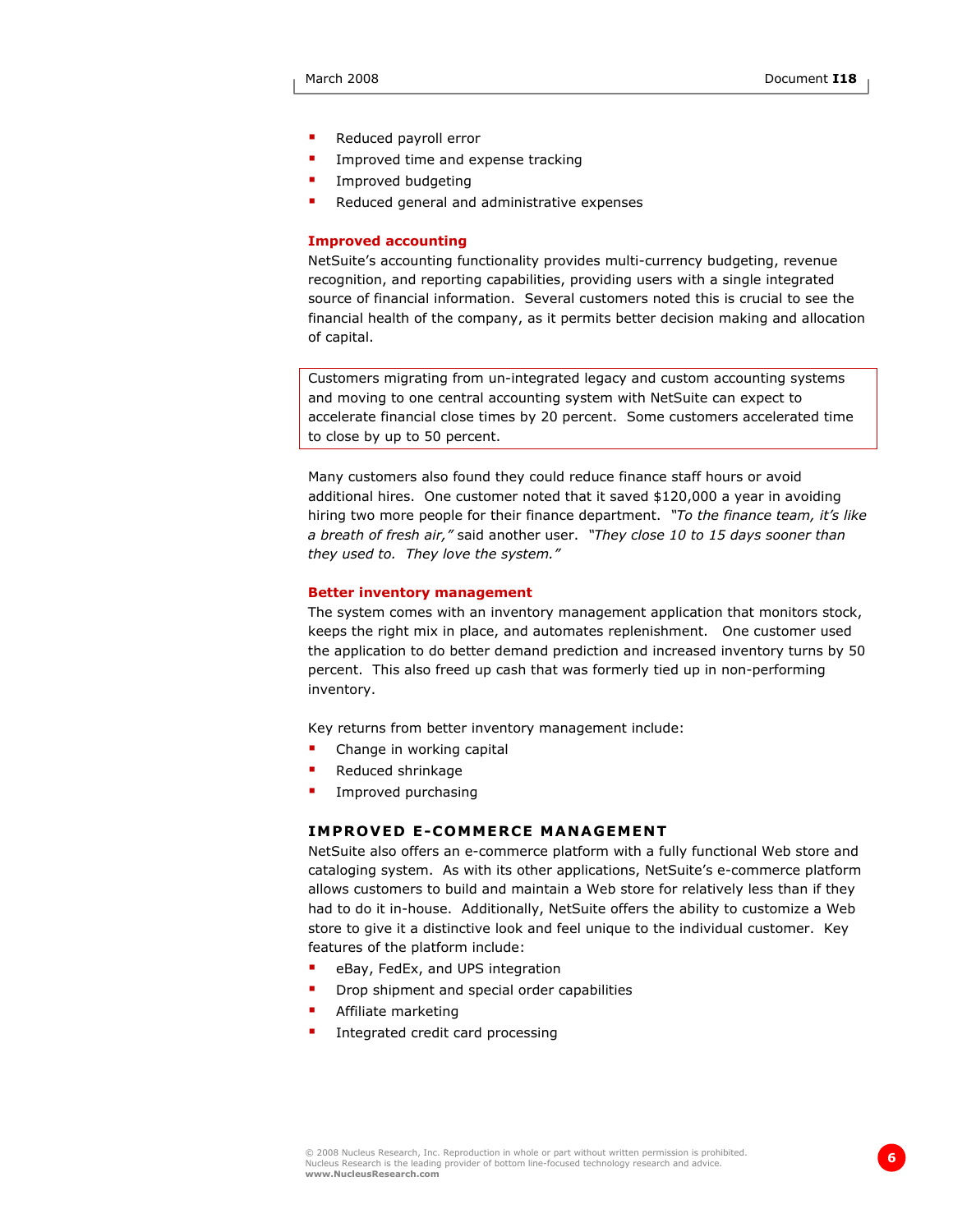- Reduced payroll error
- Improved time and expense tracking
- Improved budgeting
- Reduced general and administrative expenses

### Improved accounting

NetSuite's accounting functionality provides multi-currency budgeting, revenue recognition, and reporting capabilities, providing users with a single integrated source of financial information. Several customers noted this is crucial to see the financial health of the company, as it permits better decision making and allocation of capital.

> Customers migrating from un-integrated legacy and custom accounting systems and moving to one central accounting system with NetSuite can expect to accelerate financial close times by 20 percent. Some customers accelerated time to close by up to 50 percent.

Many customers also found they could reduce finance staff hours or avoid additional hires. One customer noted that it saved $120,000 a year in avoiding hiring two more people for their finance department. *"To the finance team, it's like a breath of fresh air,"* said another user. *"They close 10 to 15 days sooner than they used to. They love the system."*

### Better inventory management

The system comes with an inventory management application that monitors stock, keeps the right mix in place, and automates replenishment. One customer used the application to do better demand prediction and increased inventory turns by 50 percent. This also freed up cash that was formerly tied up in non-performing inventory.

Key returns from better inventory management include:

- Change in working capital
- Reduced shrinkage
- Improved purchasing

## IMPROVED E-COMMERCE MANAGEMENT

NetSuite also offers an e-commerce platform with a fully functional Web store and cataloging system. As with its other applications, NetSuite's e-commerce platform allows customers to build and maintain a Web store for relatively less than if they had to do it in-house. Additionally, NetSuite offers the ability to customize a Web store to give it a distinctive look and feel unique to the individual customer. Key features of the platform include:

- eBay, FedEx, and UPS integration
- Drop shipment and special order capabilities
- Affiliate marketing
- Integrated credit card processing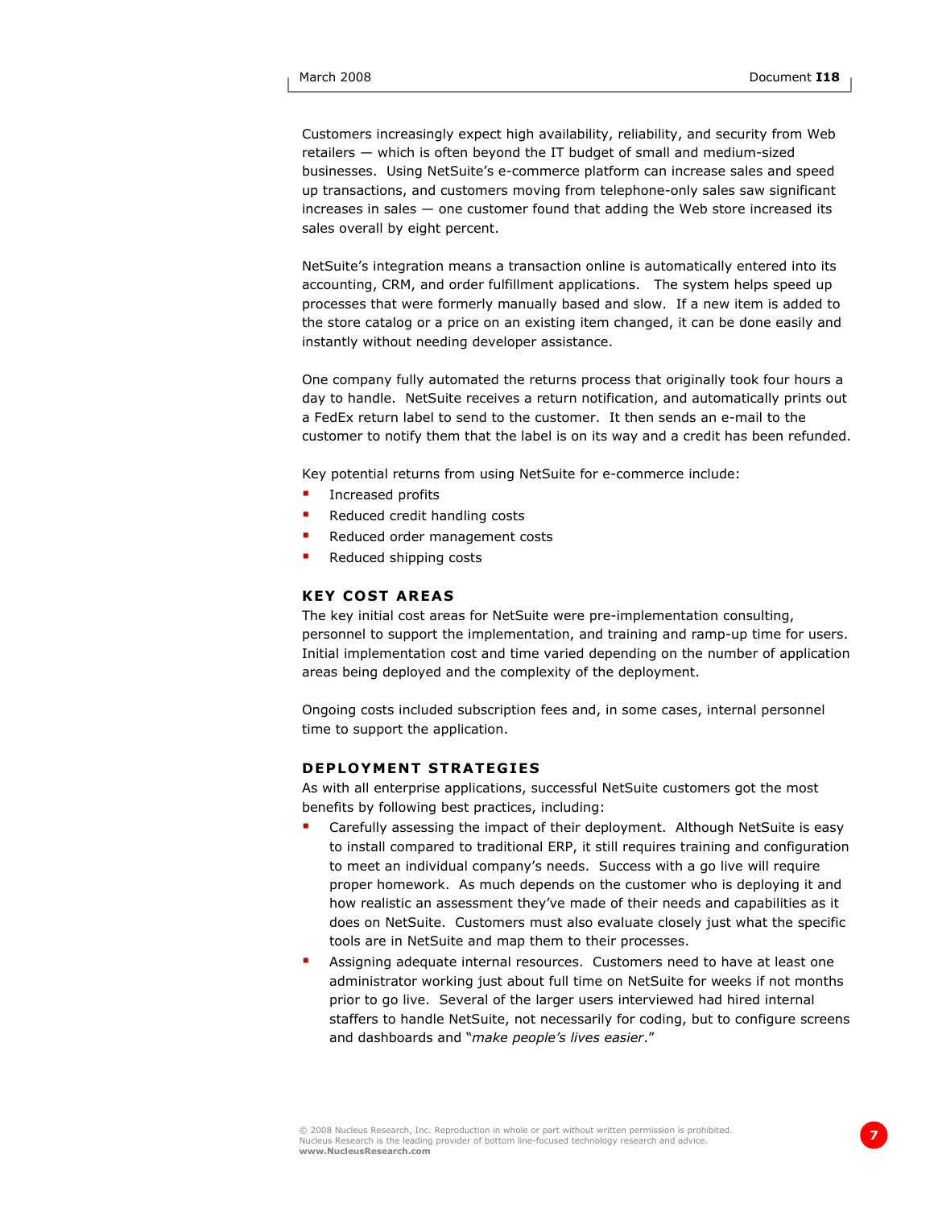Customers increasingly expect high availability, reliability, and security from Web retailers — which is often beyond the IT budget of small and medium-sized businesses. Using NetSuite's e-commerce platform can increase sales and speed up transactions, and customers moving from telephone-only sales saw significant increases in sales — one customer found that adding the Web store increased its sales overall by eight percent.

NetSuite's integration means a transaction online is automatically entered into its accounting, CRM, and order fulfillment applications. The system helps speed up processes that were formerly manually based and slow. If a new item is added to the store catalog or a price on an existing item changed, it can be done easily and instantly without needing developer assistance.

One company fully automated the returns process that originally took four hours a day to handle. NetSuite receives a return notification, and automatically prints out a FedEx return label to send to the customer. It then sends an e-mail to the customer to notify them that the label is on its way and a credit has been refunded.

Key potential returns from using NetSuite for e-commerce include:

- Increased profits
- Reduced credit handling costs
- Reduced order management costs
- Reduced shipping costs

## KEY COST AREAS

The key initial cost areas for NetSuite were pre-implementation consulting, personnel to support the implementation, and training and ramp-up time for users. Initial implementation cost and time varied depending on the number of application areas being deployed and the complexity of the deployment.

Ongoing costs included subscription fees and, in some cases, internal personnel time to support the application.

## DEPLOYMENT STRATEGIES

As with all enterprise applications, successful NetSuite customers got the most benefits by following best practices, including:

- Carefully assessing the impact of their deployment. Although NetSuite is easy to install compared to traditional ERP, it still requires training and configuration to meet an individual company's needs. Success with a go live will require proper homework. As much depends on the customer who is deploying it and how realistic an assessment they've made of their needs and capabilities as it does on NetSuite. Customers must also evaluate closely just what the specific tools are in NetSuite and map them to their processes.
- Assigning adequate internal resources. Customers need to have at least one administrator working just about full time on NetSuite for weeks if not months prior to go live. Several of the larger users interviewed had hired internal staffers to handle NetSuite, not necessarily for coding, but to configure screens and dashboards and "*make people's lives easier*."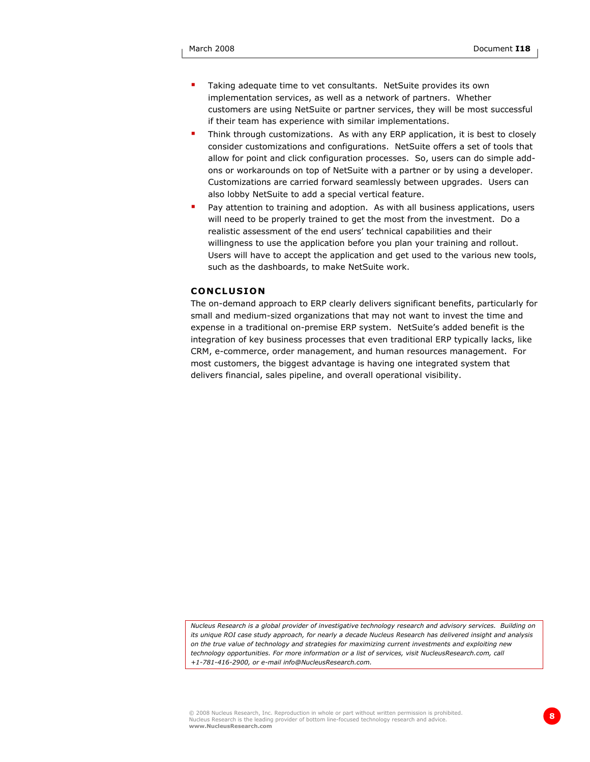- Taking adequate time to vet consultants. NetSuite provides its own implementation services, as well as a network of partners. Whether customers are using NetSuite or partner services, they will be most successful if their team has experience with similar implementations.
- Think through customizations. As with any ERP application, it is best to closely consider customizations and configurations. NetSuite offers a set of tools that allow for point and click configuration processes. So, users can do simple add-ons or workarounds on top of NetSuite with a partner or by using a developer. Customizations are carried forward seamlessly between upgrades. Users can also lobby NetSuite to add a special vertical feature.
- Pay attention to training and adoption. As with all business applications, users will need to be properly trained to get the most from the investment. Do a realistic assessment of the end users' technical capabilities and their willingness to use the application before you plan your training and rollout. Users will have to accept the application and get used to the various new tools, such as the dashboards, to make NetSuite work.

## CONCLUSION

The on-demand approach to ERP clearly delivers significant benefits, particularly for small and medium-sized organizations that may not want to invest the time and expense in a traditional on-premise ERP system. NetSuite's added benefit is the integration of key business processes that even traditional ERP typically lacks, like CRM, e-commerce, order management, and human resources management. For most customers, the biggest advantage is having one integrated system that delivers financial, sales pipeline, and overall operational visibility.

*Nucleus Research is a global provider of investigative technology research and advisory services. Building on its unique ROI case study approach, for nearly a decade Nucleus Research has delivered insight and analysis on the true value of technology and strategies for maximizing current investments and exploiting new technology opportunities. For more information or a list of services, visit NucleusResearch.com, call +1-781-416-2900, or e-mail info@NucleusResearch.com.*